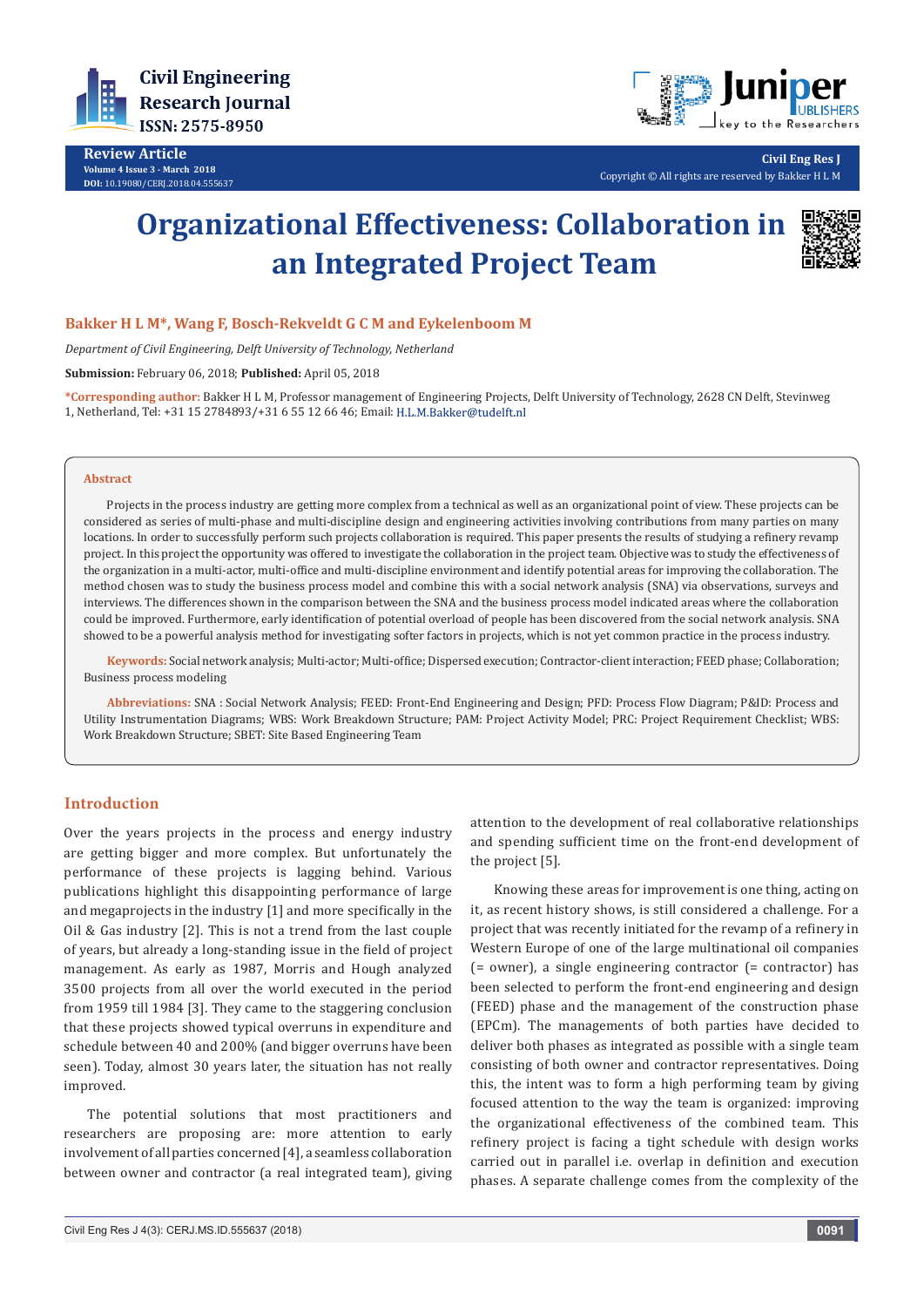Review Article
Volume 4 Issue 3 - March 2018
DOI: 10.19080/CERJ.2018.04.555637

Civil Eng Res J
Copyright © All rights are reserved by Bakker H L M

# Organizational Effectiveness: Collaboration in an Integrated Project Team

**Bakker H L M*, Wang F, Bosch-Rekveldt G C M and Eykelenboom M**

*Department of Civil Engineering, Delft University of Technology, Netherland*

**Submission:** February 06, 2018; **Published:** April 05, 2018

***Corresponding author:** Bakker H L M, Professor management of Engineering Projects, Delft University of Technology, 2628 CN Delft, Stevinweg 1, Netherland, Tel: +31 15 2784893/+31 6 55 12 66 46; Email: H.L.M.Bakker@tudelft.nl

## Abstract

Projects in the process industry are getting more complex from a technical as well as an organizational point of view. These projects can be considered as series of multi-phase and multi-discipline design and engineering activities involving contributions from many parties on many locations. In order to successfully perform such projects collaboration is required. This paper presents the results of studying a refinery revamp project. In this project the opportunity was offered to investigate the collaboration in the project team. Objective was to study the effectiveness of the organization in a multi-actor, multi-office and multi-discipline environment and identify potential areas for improving the collaboration. The method chosen was to study the business process model and combine this with a social network analysis (SNA) via observations, surveys and interviews. The differences shown in the comparison between the SNA and the business process model indicated areas where the collaboration could be improved. Furthermore, early identification of potential overload of people has been discovered from the social network analysis. SNA showed to be a powerful analysis method for investigating softer factors in projects, which is not yet common practice in the process industry.

**Keywords:** Social network analysis; Multi-actor; Multi-office; Dispersed execution; Contractor-client interaction; FEED phase; Collaboration; Business process modeling

**Abbreviations:** SNA : Social Network Analysis; FEED: Front-End Engineering and Design; PFD: Process Flow Diagram; P&ID: Process and Utility Instrumentation Diagrams; WBS: Work Breakdown Structure; PAM: Project Activity Model; PRC: Project Requirement Checklist; WBS: Work Breakdown Structure; SBET: Site Based Engineering Team

## Introduction

Over the years projects in the process and energy industry are getting bigger and more complex. But unfortunately the performance of these projects is lagging behind. Various publications highlight this disappointing performance of large and megaprojects in the industry [1] and more specifically in the Oil & Gas industry [2]. This is not a trend from the last couple of years, but already a long-standing issue in the field of project management. As early as 1987, Morris and Hough analyzed 3500 projects from all over the world executed in the period from 1959 till 1984 [3]. They came to the staggering conclusion that these projects showed typical overruns in expenditure and schedule between 40 and 200% (and bigger overruns have been seen). Today, almost 30 years later, the situation has not really improved.

The potential solutions that most practitioners and researchers are proposing are: more attention to early involvement of all parties concerned [4], a seamless collaboration between owner and contractor (a real integrated team), giving attention to the development of real collaborative relationships and spending sufficient time on the front-end development of the project [5].

Knowing these areas for improvement is one thing, acting on it, as recent history shows, is still considered a challenge. For a project that was recently initiated for the revamp of a refinery in Western Europe of one of the large multinational oil companies (= owner), a single engineering contractor (= contractor) has been selected to perform the front-end engineering and design (FEED) phase and the management of the construction phase (EPCm). The managements of both parties have decided to deliver both phases as integrated as possible with a single team consisting of both owner and contractor representatives. Doing this, the intent was to form a high performing team by giving focused attention to the way the team is organized: improving the organizational effectiveness of the combined team. This refinery project is facing a tight schedule with design works carried out in parallel i.e. overlap in definition and execution phases. A separate challenge comes from the complexity of the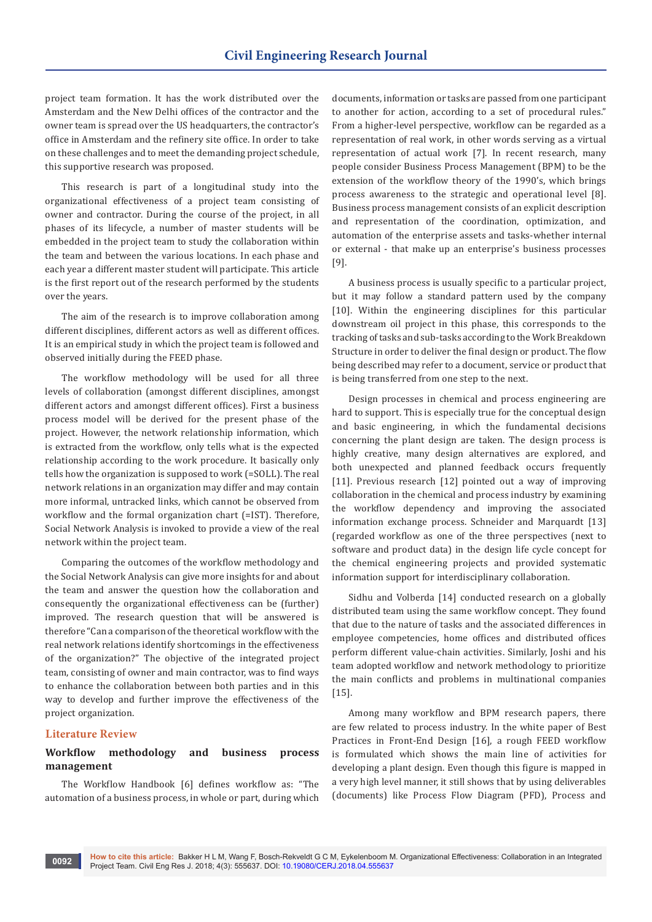project team formation. It has the work distributed over the Amsterdam and the New Delhi offices of the contractor and the owner team is spread over the US headquarters, the contractor's office in Amsterdam and the refinery site office. In order to take on these challenges and to meet the demanding project schedule, this supportive research was proposed.

This research is part of a longitudinal study into the organizational effectiveness of a project team consisting of owner and contractor. During the course of the project, in all phases of its lifecycle, a number of master students will be embedded in the project team to study the collaboration within the team and between the various locations. In each phase and each year a different master student will participate. This article is the first report out of the research performed by the students over the years.

The aim of the research is to improve collaboration among different disciplines, different actors as well as different offices. It is an empirical study in which the project team is followed and observed initially during the FEED phase.

The workflow methodology will be used for all three levels of collaboration (amongst different disciplines, amongst different actors and amongst different offices). First a business process model will be derived for the present phase of the project. However, the network relationship information, which is extracted from the workflow, only tells what is the expected relationship according to the work procedure. It basically only tells how the organization is supposed to work (=SOLL). The real network relations in an organization may differ and may contain more informal, untracked links, which cannot be observed from workflow and the formal organization chart (=IST). Therefore, Social Network Analysis is invoked to provide a view of the real network within the project team.

Comparing the outcomes of the workflow methodology and the Social Network Analysis can give more insights for and about the team and answer the question how the collaboration and consequently the organizational effectiveness can be (further) improved. The research question that will be answered is therefore "Can a comparison of the theoretical workflow with the real network relations identify shortcomings in the effectiveness of the organization?" The objective of the integrated project team, consisting of owner and main contractor, was to find ways to enhance the collaboration between both parties and in this way to develop and further improve the effectiveness of the project organization.

## Literature Review

### Workflow methodology and business process management

The Workflow Handbook [6] defines workflow as: "The automation of a business process, in whole or part, during which documents, information or tasks are passed from one participant to another for action, according to a set of procedural rules." From a higher-level perspective, workflow can be regarded as a representation of real work, in other words serving as a virtual representation of actual work [7]. In recent research, many people consider Business Process Management (BPM) to be the extension of the workflow theory of the 1990's, which brings process awareness to the strategic and operational level [8]. Business process management consists of an explicit description and representation of the coordination, optimization, and automation of the enterprise assets and tasks-whether internal or external - that make up an enterprise's business processes [9].

A business process is usually specific to a particular project, but it may follow a standard pattern used by the company [10]. Within the engineering disciplines for this particular downstream oil project in this phase, this corresponds to the tracking of tasks and sub-tasks according to the Work Breakdown Structure in order to deliver the final design or product. The flow being described may refer to a document, service or product that is being transferred from one step to the next.

Design processes in chemical and process engineering are hard to support. This is especially true for the conceptual design and basic engineering, in which the fundamental decisions concerning the plant design are taken. The design process is highly creative, many design alternatives are explored, and both unexpected and planned feedback occurs frequently [11]. Previous research [12] pointed out a way of improving collaboration in the chemical and process industry by examining the workflow dependency and improving the associated information exchange process. Schneider and Marquardt [13] (regarded workflow as one of the three perspectives (next to software and product data) in the design life cycle concept for the chemical engineering projects and provided systematic information support for interdisciplinary collaboration.

Sidhu and Volberda [14] conducted research on a globally distributed team using the same workflow concept. They found that due to the nature of tasks and the associated differences in employee competencies, home offices and distributed offices perform different value-chain activities. Similarly, Joshi and his team adopted workflow and network methodology to prioritize the main conflicts and problems in multinational companies [15].

Among many workflow and BPM research papers, there are few related to process industry. In the white paper of Best Practices in Front-End Design [16], a rough FEED workflow is formulated which shows the main line of activities for developing a plant design. Even though this figure is mapped in a very high level manner, it still shows that by using deliverables (documents) like Process Flow Diagram (PFD), Process and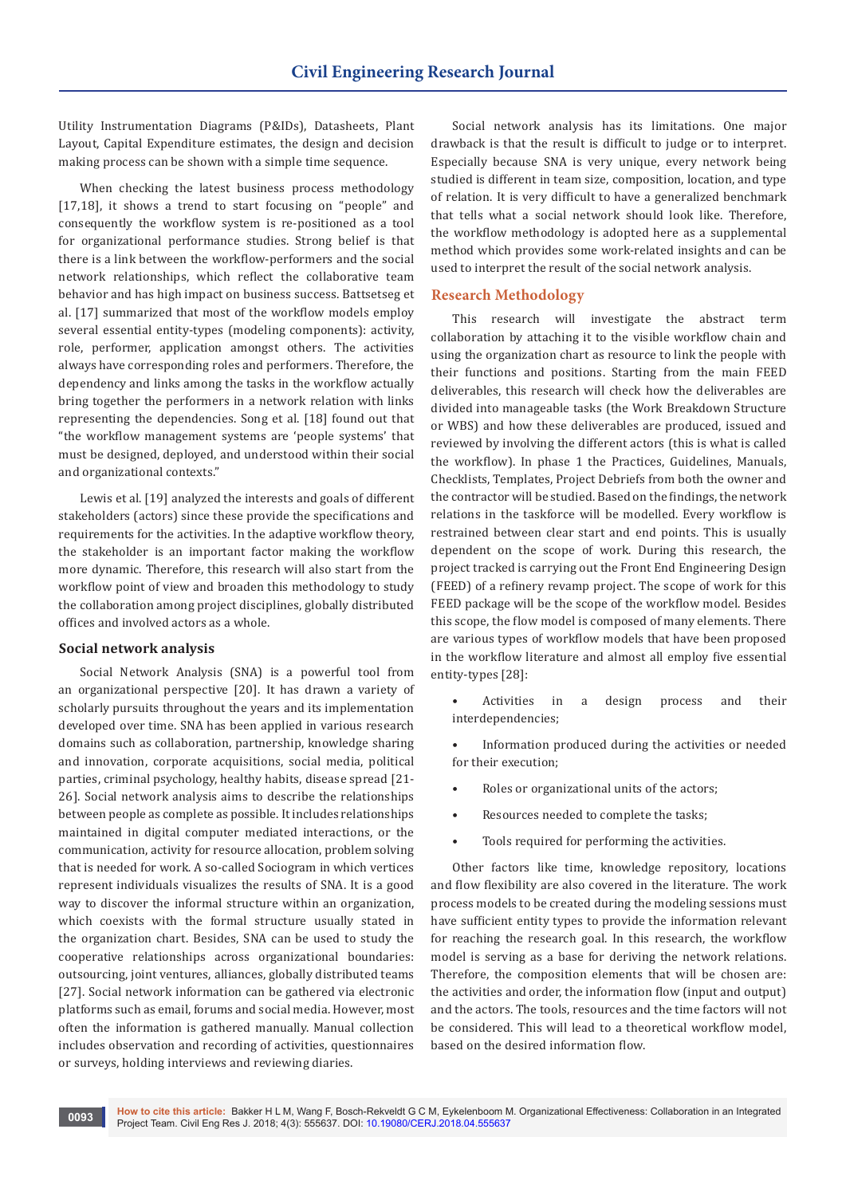Utility Instrumentation Diagrams (P&IDs), Datasheets, Plant Layout, Capital Expenditure estimates, the design and decision making process can be shown with a simple time sequence.

When checking the latest business process methodology [17,18], it shows a trend to start focusing on "people" and consequently the workflow system is re-positioned as a tool for organizational performance studies. Strong belief is that there is a link between the workflow-performers and the social network relationships, which reflect the collaborative team behavior and has high impact on business success. Battsetseg et al. [17] summarized that most of the workflow models employ several essential entity-types (modeling components): activity, role, performer, application amongst others. The activities always have corresponding roles and performers. Therefore, the dependency and links among the tasks in the workflow actually bring together the performers in a network relation with links representing the dependencies. Song et al. [18] found out that "the workflow management systems are 'people systems' that must be designed, deployed, and understood within their social and organizational contexts."

Lewis et al. [19] analyzed the interests and goals of different stakeholders (actors) since these provide the specifications and requirements for the activities. In the adaptive workflow theory, the stakeholder is an important factor making the workflow more dynamic. Therefore, this research will also start from the workflow point of view and broaden this methodology to study the collaboration among project disciplines, globally distributed offices and involved actors as a whole.

### Social network analysis

Social Network Analysis (SNA) is a powerful tool from an organizational perspective [20]. It has drawn a variety of scholarly pursuits throughout the years and its implementation developed over time. SNA has been applied in various research domains such as collaboration, partnership, knowledge sharing and innovation, corporate acquisitions, social media, political parties, criminal psychology, healthy habits, disease spread [21-26]. Social network analysis aims to describe the relationships between people as complete as possible. It includes relationships maintained in digital computer mediated interactions, or the communication, activity for resource allocation, problem solving that is needed for work. A so-called Sociogram in which vertices represent individuals visualizes the results of SNA. It is a good way to discover the informal structure within an organization, which coexists with the formal structure usually stated in the organization chart. Besides, SNA can be used to study the cooperative relationships across organizational boundaries: outsourcing, joint ventures, alliances, globally distributed teams [27]. Social network information can be gathered via electronic platforms such as email, forums and social media. However, most often the information is gathered manually. Manual collection includes observation and recording of activities, questionnaires or surveys, holding interviews and reviewing diaries.

Social network analysis has its limitations. One major drawback is that the result is difficult to judge or to interpret. Especially because SNA is very unique, every network being studied is different in team size, composition, location, and type of relation. It is very difficult to have a generalized benchmark that tells what a social network should look like. Therefore, the workflow methodology is adopted here as a supplemental method which provides some work-related insights and can be used to interpret the result of the social network analysis.

## Research Methodology

This research will investigate the abstract term collaboration by attaching it to the visible workflow chain and using the organization chart as resource to link the people with their functions and positions. Starting from the main FEED deliverables, this research will check how the deliverables are divided into manageable tasks (the Work Breakdown Structure or WBS) and how these deliverables are produced, issued and reviewed by involving the different actors (this is what is called the workflow). In phase 1 the Practices, Guidelines, Manuals, Checklists, Templates, Project Debriefs from both the owner and the contractor will be studied. Based on the findings, the network relations in the taskforce will be modelled. Every workflow is restrained between clear start and end points. This is usually dependent on the scope of work. During this research, the project tracked is carrying out the Front End Engineering Design (FEED) of a refinery revamp project. The scope of work for this FEED package will be the scope of the workflow model. Besides this scope, the flow model is composed of many elements. There are various types of workflow models that have been proposed in the workflow literature and almost all employ five essential entity-types [28]:

- Activities in a design process and their interdependencies;
- Information produced during the activities or needed for their execution;
- Roles or organizational units of the actors;
- Resources needed to complete the tasks;
- Tools required for performing the activities.

Other factors like time, knowledge repository, locations and flow flexibility are also covered in the literature. The work process models to be created during the modeling sessions must have sufficient entity types to provide the information relevant for reaching the research goal. In this research, the workflow model is serving as a base for deriving the network relations. Therefore, the composition elements that will be chosen are: the activities and order, the information flow (input and output) and the actors. The tools, resources and the time factors will not be considered. This will lead to a theoretical workflow model, based on the desired information flow.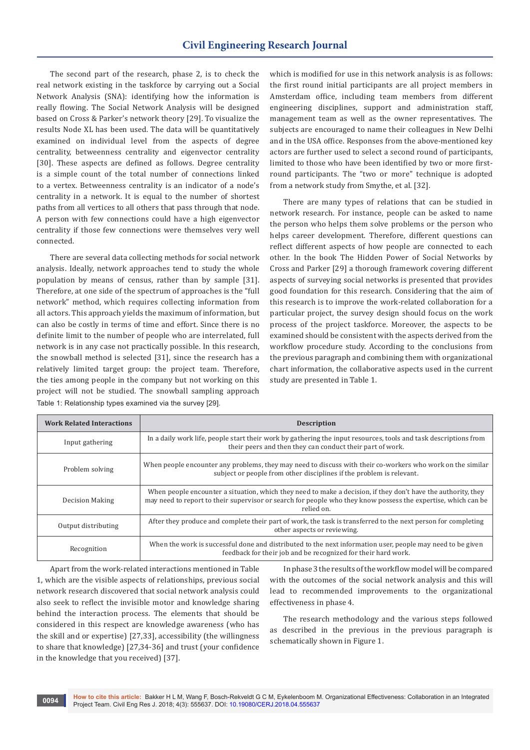The second part of the research, phase 2, is to check the real network existing in the taskforce by carrying out a Social Network Analysis (SNA): identifying how the information is really flowing. The Social Network Analysis will be designed based on Cross & Parker's network theory [29]. To visualize the results Node XL has been used. The data will be quantitatively examined on individual level from the aspects of degree centrality, betweenness centrality and eigenvector centrality [30]. These aspects are defined as follows. Degree centrality is a simple count of the total number of connections linked to a vertex. Betweenness centrality is an indicator of a node's centrality in a network. It is equal to the number of shortest paths from all vertices to all others that pass through that node. A person with few connections could have a high eigenvector centrality if those few connections were themselves very well connected.

There are several data collecting methods for social network analysis. Ideally, network approaches tend to study the whole population by means of census, rather than by sample [31]. Therefore, at one side of the spectrum of approaches is the "full network" method, which requires collecting information from all actors. This approach yields the maximum of information, but can also be costly in terms of time and effort. Since there is no definite limit to the number of people who are interrelated, full network is in any case not practically possible. In this research, the snowball method is selected [31], since the research has a relatively limited target group: the project team. Therefore, the ties among people in the company but not working on this project will not be studied. The snowball sampling approach which is modified for use in this network analysis is as follows: the first round initial participants are all project members in Amsterdam office, including team members from different engineering disciplines, support and administration staff, management team as well as the owner representatives. The subjects are encouraged to name their colleagues in New Delhi and in the USA office. Responses from the above-mentioned key actors are further used to select a second round of participants, limited to those who have been identified by two or more first-round participants. The "two or more" technique is adopted from a network study from Smythe, et al. [32].

There are many types of relations that can be studied in network research. For instance, people can be asked to name the person who helps them solve problems or the person who helps career development. Therefore, different questions can reflect different aspects of how people are connected to each other. In the book The Hidden Power of Social Networks by Cross and Parker [29] a thorough framework covering different aspects of surveying social networks is presented that provides good foundation for this research. Considering that the aim of this research is to improve the work-related collaboration for a particular project, the survey design should focus on the work process of the project taskforce. Moreover, the aspects to be examined should be consistent with the aspects derived from the workflow procedure study. According to the conclusions from the previous paragraph and combining them with organizational chart information, the collaborative aspects used in the current study are presented in Table 1.

Table 1: Relationship types examined via the survey [29].

| Work Related Interactions | Description |
| --- | --- |
| Input gathering | In a daily work life, people start their work by gathering the input resources, tools and task descriptions from their peers and then they can conduct their part of work. |
| Problem solving | When people encounter any problems, they may need to discuss with their co-workers who work on the similar subject or people from other disciplines if the problem is relevant. |
| Decision Making | When people encounter a situation, which they need to make a decision, if they don't have the authority, they may need to report to their supervisor or search for people who they know possess the expertise, which can be relied on. |
| Output distributing | After they produce and complete their part of work, the task is transferred to the next person for completing other aspects or reviewing. |
| Recognition | When the work is successful done and distributed to the next information user, people may need to be given feedback for their job and be recognized for their hard work. |

Apart from the work-related interactions mentioned in Table 1, which are the visible aspects of relationships, previous social network research discovered that social network analysis could also seek to reflect the invisible motor and knowledge sharing behind the interaction process. The elements that should be considered in this respect are knowledge awareness (who has the skill and or expertise) [27,33], accessibility (the willingness to share that knowledge) [27,34-36] and trust (your confidence in the knowledge that you received) [37].

In phase 3 the results of the workflow model will be compared with the outcomes of the social network analysis and this will lead to recommended improvements to the organizational effectiveness in phase 4.

The research methodology and the various steps followed as described in the previous in the previous paragraph is schematically shown in Figure 1.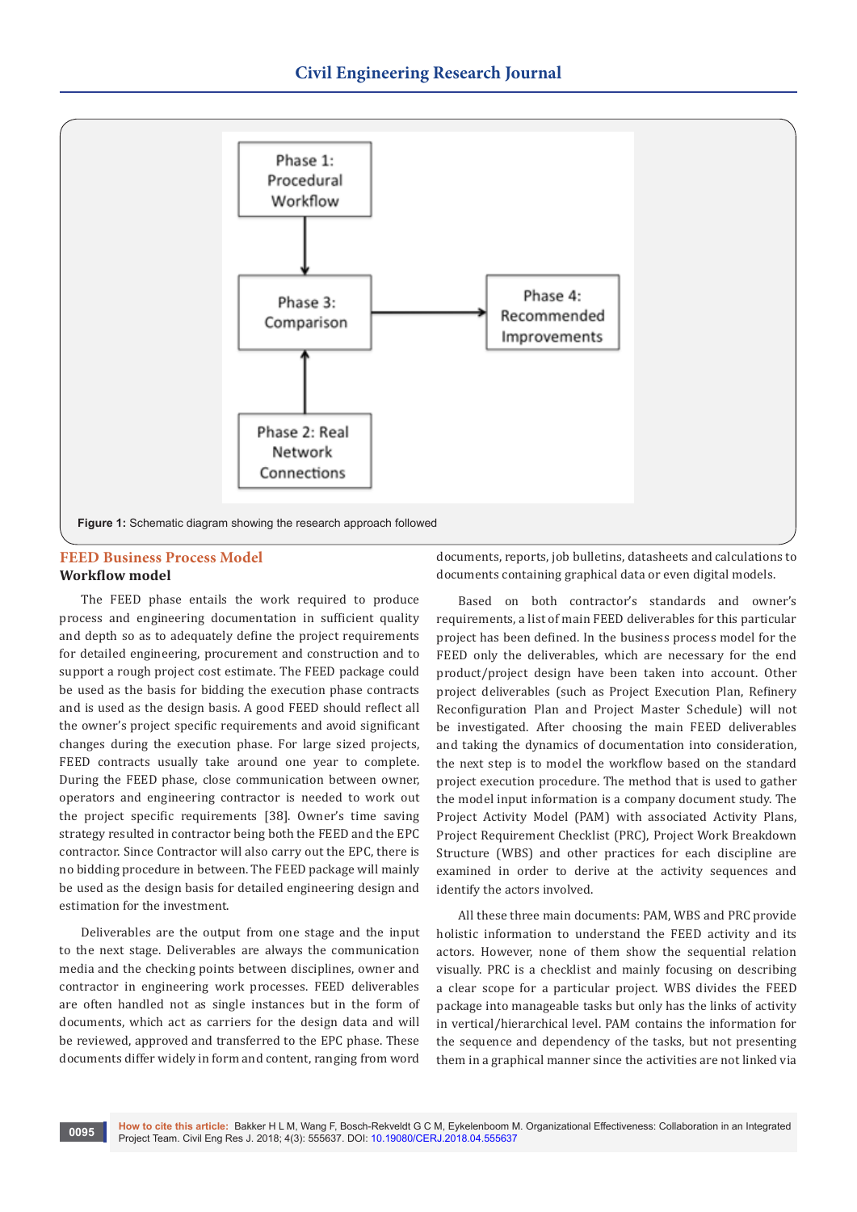Figure 1: Schematic diagram showing the research approach followed

## FEED Business Process Model

### Workflow model

The FEED phase entails the work required to produce process and engineering documentation in sufficient quality and depth so as to adequately define the project requirements for detailed engineering, procurement and construction and to support a rough project cost estimate. The FEED package could be used as the basis for bidding the execution phase contracts and is used as the design basis. A good FEED should reflect all the owner's project specific requirements and avoid significant changes during the execution phase. For large sized projects, FEED contracts usually take around one year to complete. During the FEED phase, close communication between owner, operators and engineering contractor is needed to work out the project specific requirements [38]. Owner's time saving strategy resulted in contractor being both the FEED and the EPC contractor. Since Contractor will also carry out the EPC, there is no bidding procedure in between. The FEED package will mainly be used as the design basis for detailed engineering design and estimation for the investment.

Deliverables are the output from one stage and the input to the next stage. Deliverables are always the communication media and the checking points between disciplines, owner and contractor in engineering work processes. FEED deliverables are often handled not as single instances but in the form of documents, which act as carriers for the design data and will be reviewed, approved and transferred to the EPC phase. These documents differ widely in form and content, ranging from word documents, reports, job bulletins, datasheets and calculations to documents containing graphical data or even digital models.

Based on both contractor's standards and owner's requirements, a list of main FEED deliverables for this particular project has been defined. In the business process model for the FEED only the deliverables, which are necessary for the end product/project design have been taken into account. Other project deliverables (such as Project Execution Plan, Refinery Reconfiguration Plan and Project Master Schedule) will not be investigated. After choosing the main FEED deliverables and taking the dynamics of documentation into consideration, the next step is to model the workflow based on the standard project execution procedure. The method that is used to gather the model input information is a company document study. The Project Activity Model (PAM) with associated Activity Plans, Project Requirement Checklist (PRC), Project Work Breakdown Structure (WBS) and other practices for each discipline are examined in order to derive at the activity sequences and identify the actors involved.

All these three main documents: PAM, WBS and PRC provide holistic information to understand the FEED activity and its actors. However, none of them show the sequential relation visually. PRC is a checklist and mainly focusing on describing a clear scope for a particular project. WBS divides the FEED package into manageable tasks but only has the links of activity in vertical/hierarchical level. PAM contains the information for the sequence and dependency of the tasks, but not presenting them in a graphical manner since the activities are not linked via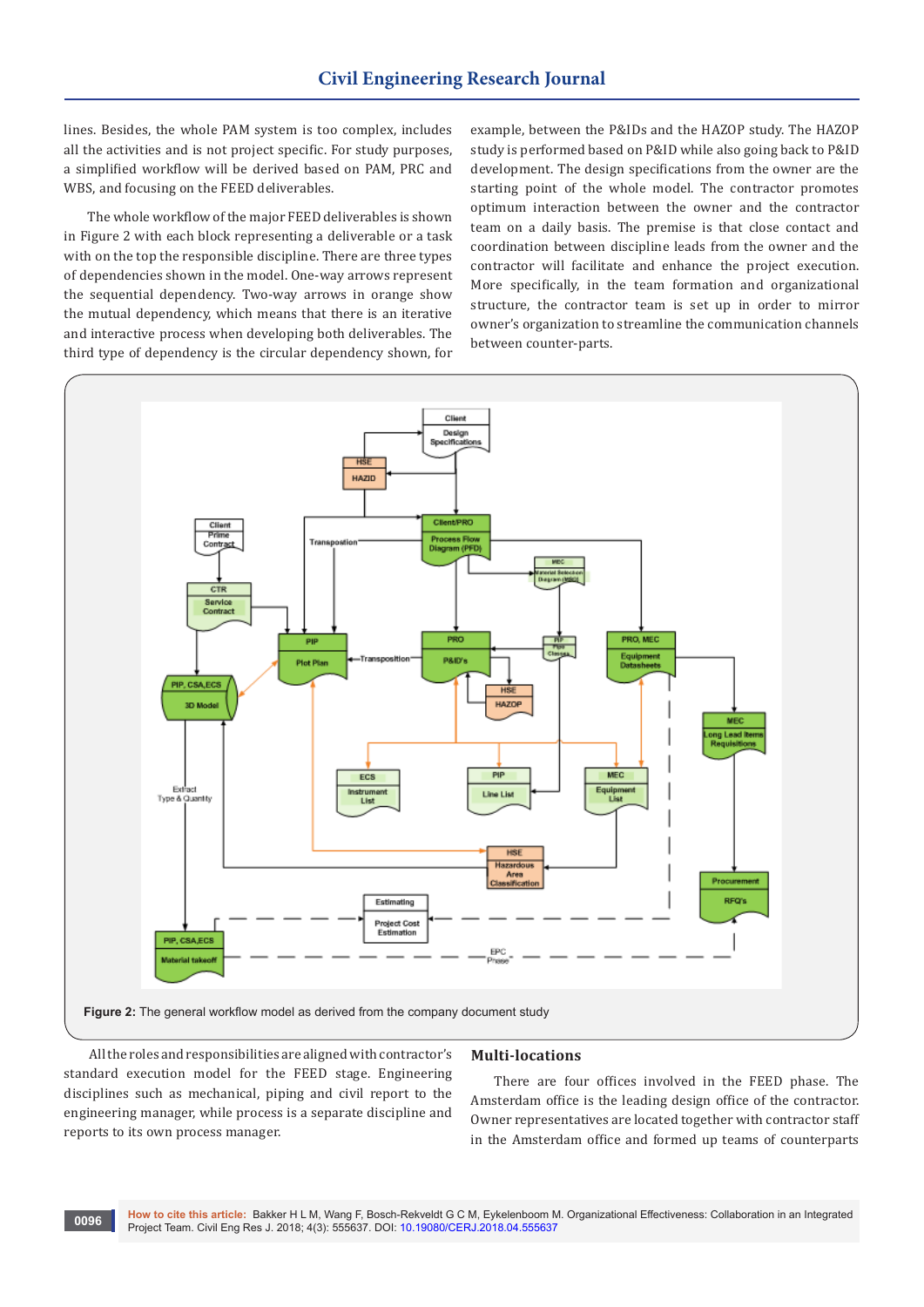lines. Besides, the whole PAM system is too complex, includes all the activities and is not project specific. For study purposes, a simplified workflow will be derived based on PAM, PRC and WBS, and focusing on the FEED deliverables.

The whole workflow of the major FEED deliverables is shown in Figure 2 with each block representing a deliverable or a task with on the top the responsible discipline. There are three types of dependencies shown in the model. One-way arrows represent the sequential dependency. Two-way arrows in orange show the mutual dependency, which means that there is an iterative and interactive process when developing both deliverables. The third type of dependency is the circular dependency shown, for example, between the P&IDs and the HAZOP study. The HAZOP study is performed based on P&ID while also going back to P&ID development. The design specifications from the owner are the starting point of the whole model. The contractor promotes optimum interaction between the owner and the contractor team on a daily basis. The premise is that close contact and coordination between discipline leads from the owner and the contractor will facilitate and enhance the project execution. More specifically, in the team formation and organizational structure, the contractor team is set up in order to mirror owner's organization to streamline the communication channels between counter-parts.

**Figure 2:** The general workflow model as derived from the company document study

All the roles and responsibilities are aligned with contractor's standard execution model for the FEED stage. Engineering disciplines such as mechanical, piping and civil report to the engineering manager, while process is a separate discipline and reports to its own process manager.

## Multi-locations

There are four offices involved in the FEED phase. The Amsterdam office is the leading design office of the contractor. Owner representatives are located together with contractor staff in the Amsterdam office and formed up teams of counterparts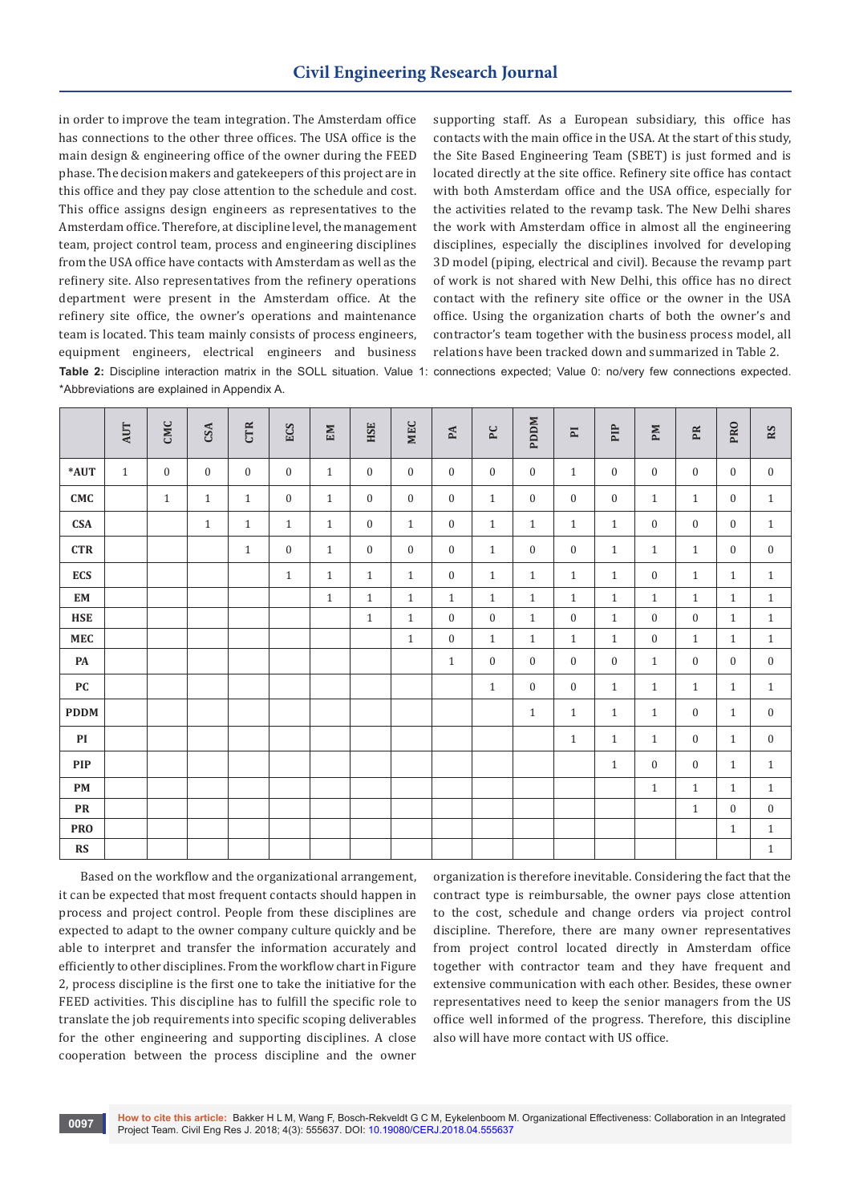in order to improve the team integration. The Amsterdam office has connections to the other three offices. The USA office is the main design & engineering office of the owner during the FEED phase. The decision makers and gatekeepers of this project are in this office and they pay close attention to the schedule and cost. This office assigns design engineers as representatives to the Amsterdam office. Therefore, at discipline level, the management team, project control team, process and engineering disciplines from the USA office have contacts with Amsterdam as well as the refinery site. Also representatives from the refinery operations department were present in the Amsterdam office. At the refinery site office, the owner's operations and maintenance team is located. This team mainly consists of process engineers, equipment engineers, electrical engineers and business supporting staff. As a European subsidiary, this office has contacts with the main office in the USA. At the start of this study, the Site Based Engineering Team (SBET) is just formed and is located directly at the site office. Refinery site office has contact with both Amsterdam office and the USA office, especially for the activities related to the revamp task. The New Delhi shares the work with Amsterdam office in almost all the engineering disciplines, especially the disciplines involved for developing 3D model (piping, electrical and civil). Because the revamp part of work is not shared with New Delhi, this office has no direct contact with the refinery site office or the owner in the USA office. Using the organization charts of both the owner's and contractor's team together with the business process model, all relations have been tracked down and summarized in Table 2.

**Table 2:** Discipline interaction matrix in the SOLL situation. Value 1: connections expected; Value 0: no/very few connections expected. *Abbreviations are explained in Appendix A.

| | AUT | CMC | CSA | CTR | ECS | EM | HSE | MEC | PA | PC | PDDM | PI | PIP | PM | PR | PRO | RS |
|---|---|---|---|---|---|---|---|---|---|---|---|---|---|---|---|---|---|
| *AUT | 1 | 0 | 0 | 0 | 0 | 1 | 0 | 0 | 0 | 0 | 0 | 1 | 0 | 0 | 0 | 0 | 0 |
| CMC | | 1 | 1 | 1 | 0 | 1 | 0 | 0 | 0 | 1 | 0 | 0 | 0 | 1 | 1 | 0 | 1 |
| CSA | | | 1 | 1 | 1 | 1 | 0 | 1 | 0 | 1 | 1 | 1 | 1 | 0 | 0 | 0 | 1 |
| CTR | | | | 1 | 0 | 1 | 0 | 0 | 0 | 1 | 0 | 0 | 1 | 1 | 1 | 0 | 0 |
| ECS | | | | | 1 | 1 | 1 | 1 | 0 | 1 | 1 | 1 | 1 | 0 | 1 | 1 | 1 |
| EM | | | | | | 1 | 1 | 1 | 1 | 1 | 1 | 1 | 1 | 1 | 1 | 1 | 1 |
| HSE | | | | | | | 1 | 1 | 0 | 0 | 1 | 0 | 1 | 0 | 0 | 1 | 1 |
| MEC | | | | | | | | 1 | 0 | 1 | 1 | 1 | 1 | 0 | 1 | 1 | 1 |
| PA | | | | | | | | | 1 | 0 | 0 | 0 | 0 | 1 | 0 | 0 | 0 |
| PC | | | | | | | | | | 1 | 0 | 0 | 1 | 1 | 1 | 1 | 1 |
| PDDM | | | | | | | | | | | 1 | 1 | 1 | 1 | 0 | 1 | 0 |
| PI | | | | | | | | | | | | 1 | 1 | 1 | 0 | 1 | 0 |
| PIP | | | | | | | | | | | | | 1 | 0 | 0 | 1 | 1 |
| PM | | | | | | | | | | | | | | 1 | 1 | 1 | 1 |
| PR | | | | | | | | | | | | | | | 1 | 0 | 0 |
| PRO | | | | | | | | | | | | | | | | 1 | 1 |
| RS | | | | | | | | | | | | | | | | | 1 |

Based on the workflow and the organizational arrangement, it can be expected that most frequent contacts should happen in process and project control. People from these disciplines are expected to adapt to the owner company culture quickly and be able to interpret and transfer the information accurately and efficiently to other disciplines. From the workflow chart in Figure 2, process discipline is the first one to take the initiative for the FEED activities. This discipline has to fulfill the specific role to translate the job requirements into specific scoping deliverables for the other engineering and supporting disciplines. A close cooperation between the process discipline and the owner organization is therefore inevitable. Considering the fact that the contract type is reimbursable, the owner pays close attention to the cost, schedule and change orders via project control discipline. Therefore, there are many owner representatives from project control located directly in Amsterdam office together with contractor team and they have frequent and extensive communication with each other. Besides, these owner representatives need to keep the senior managers from the US office well informed of the progress. Therefore, this discipline also will have more contact with US office.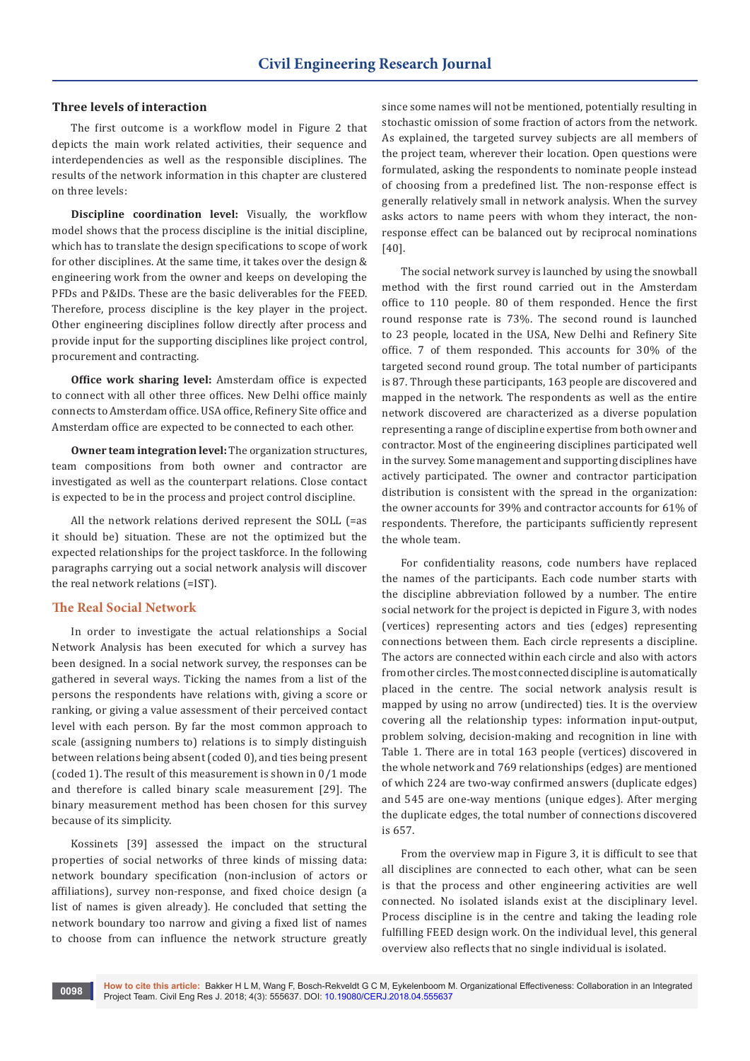### Three levels of interaction

The first outcome is a workflow model in Figure 2 that depicts the main work related activities, their sequence and interdependencies as well as the responsible disciplines. The results of the network information in this chapter are clustered on three levels:

**Discipline coordination level:** Visually, the workflow model shows that the process discipline is the initial discipline, which has to translate the design specifications to scope of work for other disciplines. At the same time, it takes over the design & engineering work from the owner and keeps on developing the PFDs and P&IDs. These are the basic deliverables for the FEED. Therefore, process discipline is the key player in the project. Other engineering disciplines follow directly after process and provide input for the supporting disciplines like project control, procurement and contracting.

**Office work sharing level:** Amsterdam office is expected to connect with all other three offices. New Delhi office mainly connects to Amsterdam office. USA office, Refinery Site office and Amsterdam office are expected to be connected to each other.

**Owner team integration level:** The organization structures, team compositions from both owner and contractor are investigated as well as the counterpart relations. Close contact is expected to be in the process and project control discipline.

All the network relations derived represent the SOLL (=as it should be) situation. These are not the optimized but the expected relationships for the project taskforce. In the following paragraphs carrying out a social network analysis will discover the real network relations (=IST).

## The Real Social Network

In order to investigate the actual relationships a Social Network Analysis has been executed for which a survey has been designed. In a social network survey, the responses can be gathered in several ways. Ticking the names from a list of the persons the respondents have relations with, giving a score or ranking, or giving a value assessment of their perceived contact level with each person. By far the most common approach to scale (assigning numbers to) relations is to simply distinguish between relations being absent (coded 0), and ties being present (coded 1). The result of this measurement is shown in 0/1 mode and therefore is called binary scale measurement [29]. The binary measurement method has been chosen for this survey because of its simplicity.

Kossinets [39] assessed the impact on the structural properties of social networks of three kinds of missing data: network boundary specification (non-inclusion of actors or affiliations), survey non-response, and fixed choice design (a list of names is given already). He concluded that setting the network boundary too narrow and giving a fixed list of names to choose from can influence the network structure greatly since some names will not be mentioned, potentially resulting in stochastic omission of some fraction of actors from the network. As explained, the targeted survey subjects are all members of the project team, wherever their location. Open questions were formulated, asking the respondents to nominate people instead of choosing from a predefined list. The non-response effect is generally relatively small in network analysis. When the survey asks actors to name peers with whom they interact, the non-response effect can be balanced out by reciprocal nominations [40].

The social network survey is launched by using the snowball method with the first round carried out in the Amsterdam office to 110 people. 80 of them responded. Hence the first round response rate is 73%. The second round is launched to 23 people, located in the USA, New Delhi and Refinery Site office. 7 of them responded. This accounts for 30% of the targeted second round group. The total number of participants is 87. Through these participants, 163 people are discovered and mapped in the network. The respondents as well as the entire network discovered are characterized as a diverse population representing a range of discipline expertise from both owner and contractor. Most of the engineering disciplines participated well in the survey. Some management and supporting disciplines have actively participated. The owner and contractor participation distribution is consistent with the spread in the organization: the owner accounts for 39% and contractor accounts for 61% of respondents. Therefore, the participants sufficiently represent the whole team.

For confidentiality reasons, code numbers have replaced the names of the participants. Each code number starts with the discipline abbreviation followed by a number. The entire social network for the project is depicted in Figure 3, with nodes (vertices) representing actors and ties (edges) representing connections between them. Each circle represents a discipline. The actors are connected within each circle and also with actors from other circles. The most connected discipline is automatically placed in the centre. The social network analysis result is mapped by using no arrow (undirected) ties. It is the overview covering all the relationship types: information input-output, problem solving, decision-making and recognition in line with Table 1. There are in total 163 people (vertices) discovered in the whole network and 769 relationships (edges) are mentioned of which 224 are two-way confirmed answers (duplicate edges) and 545 are one-way mentions (unique edges). After merging the duplicate edges, the total number of connections discovered is 657.

From the overview map in Figure 3, it is difficult to see that all disciplines are connected to each other, what can be seen is that the process and other engineering activities are well connected. No isolated islands exist at the disciplinary level. Process discipline is in the centre and taking the leading role fulfilling FEED design work. On the individual level, this general overview also reflects that no single individual is isolated.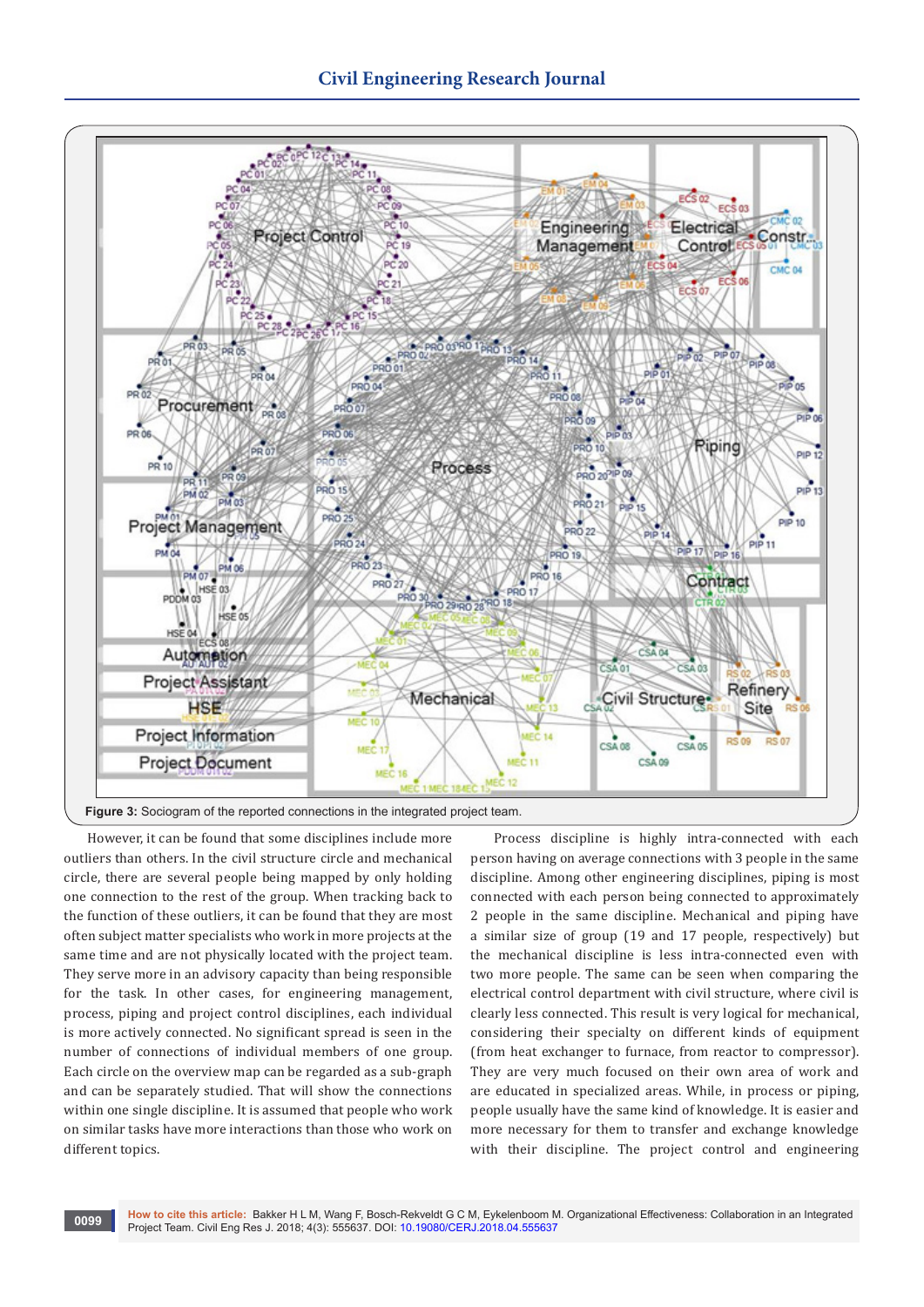Figure 3: Sociogram of the reported connections in the integrated project team.

However, it can be found that some disciplines include more outliers than others. In the civil structure circle and mechanical circle, there are several people being mapped by only holding one connection to the rest of the group. When tracking back to the function of these outliers, it can be found that they are most often subject matter specialists who work in more projects at the same time and are not physically located with the project team. They serve more in an advisory capacity than being responsible for the task. In other cases, for engineering management, process, piping and project control disciplines, each individual is more actively connected. No significant spread is seen in the number of connections of individual members of one group. Each circle on the overview map can be regarded as a sub-graph and can be separately studied. That will show the connections within one single discipline. It is assumed that people who work on similar tasks have more interactions than those who work on different topics.

Process discipline is highly intra-connected with each person having on average connections with 3 people in the same discipline. Among other engineering disciplines, piping is most connected with each person being connected to approximately 2 people in the same discipline. Mechanical and piping have a similar size of group (19 and 17 people, respectively) but the mechanical discipline is less intra-connected even with two more people. The same can be seen when comparing the electrical control department with civil structure, where civil is clearly less connected. This result is very logical for mechanical, considering their specialty on different kinds of equipment (from heat exchanger to furnace, from reactor to compressor). They are very much focused on their own area of work and are educated in specialized areas. While, in process or piping, people usually have the same kind of knowledge. It is easier and more necessary for them to transfer and exchange knowledge with their discipline. The project control and engineering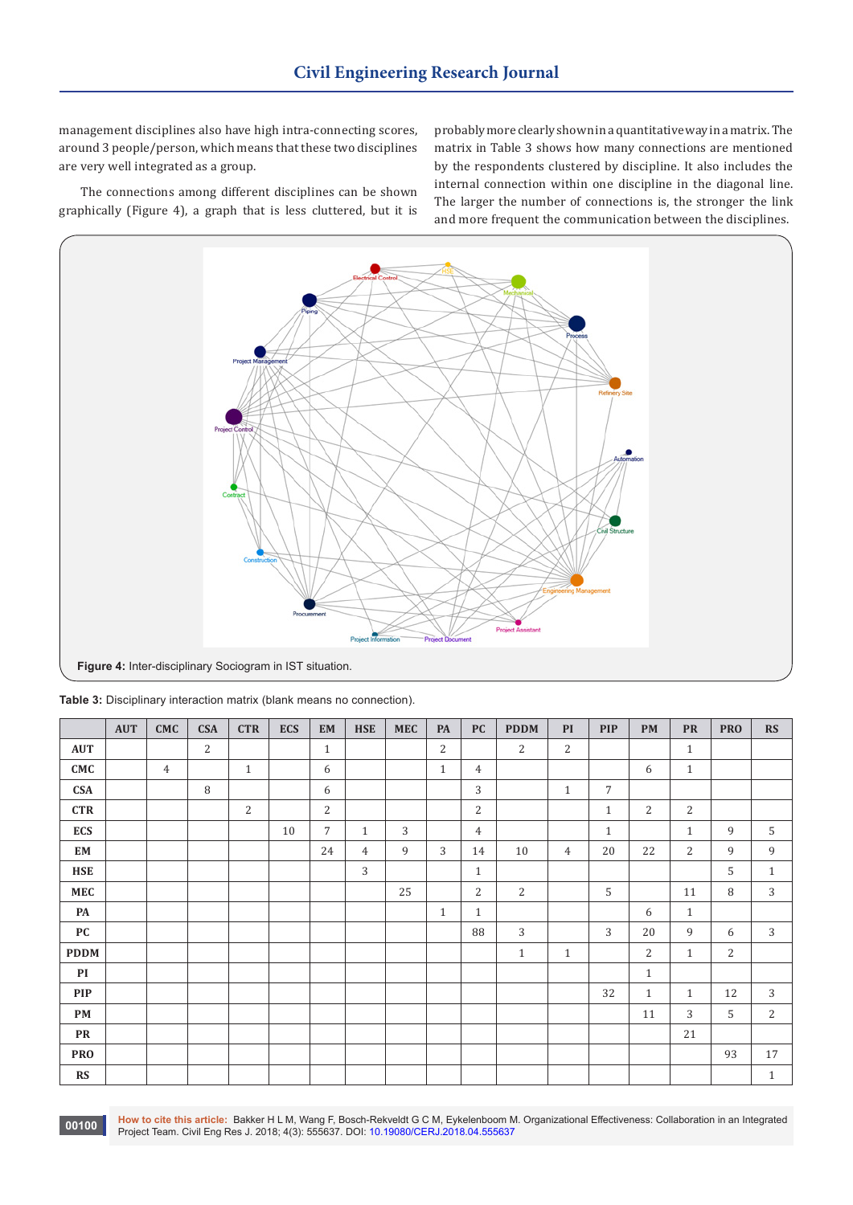management disciplines also have high intra-connecting scores, around 3 people/person, which means that these two disciplines are very well integrated as a group.

The connections among different disciplines can be shown graphically (Figure 4), a graph that is less cluttered, but it is probably more clearly shown in a quantitative way in a matrix. The matrix in Table 3 shows how many connections are mentioned by the respondents clustered by discipline. It also includes the internal connection within one discipline in the diagonal line. The larger the number of connections is, the stronger the link and more frequent the communication between the disciplines.

**Figure 4:** Inter-disciplinary Sociogram in IST situation.

**Table 3:** Disciplinary interaction matrix (blank means no connection).

| | AUT | CMC | CSA | CTR | ECS | EM | HSE | MEC | PA | PC | PDDM | PI | PIP | PM | PR | PRO | RS |
|---|---|---|---|---|---|---|---|---|---|---|---|---|---|---|---|---|---|
| **AUT** | | | 2 | | | 1 | | | 2 | | 2 | 2 | | | 1 | | |
| **CMC** | | 4 | | 1 | | 6 | | | 1 | 4 | | | | 6 | 1 | | |
| **CSA** | | | 8 | | | 6 | | | | 3 | | 1 | 7 | | | | |
| **CTR** | | | | 2 | | 2 | | | | 2 | | | 1 | 2 | 2 | | |
| **ECS** | | | | | 10 | 7 | 1 | 3 | | 4 | | | 1 | | 1 | 9 | 5 |
| **EM** | | | | | | 24 | 4 | 9 | 3 | 14 | 10 | 4 | 20 | 22 | 2 | 9 | 9 |
| **HSE** | | | | | | | 3 | | | 1 | | | | | | 5 | 1 |
| **MEC** | | | | | | | | 25 | | 2 | 2 | | 5 | | 11 | 8 | 3 |
| **PA** | | | | | | | | | 1 | 1 | | | | 6 | 1 | | |
| **PC** | | | | | | | | | | 88 | 3 | | 3 | 20 | 9 | 6 | 3 |
| **PDDM** | | | | | | | | | | | 1 | 1 | | 2 | 1 | 2 | |
| **PI** | | | | | | | | | | | | | | 1 | | | |
| **PIP** | | | | | | | | | | | | | 32 | 1 | 1 | 12 | 3 |
| **PM** | | | | | | | | | | | | | | 11 | 3 | 5 | 2 |
| **PR** | | | | | | | | | | | | | | | 21 | | |
| **PRO** | | | | | | | | | | | | | | | | 93 | 17 |
| **RS** | | | | | | | | | | | | | | | | | 1 |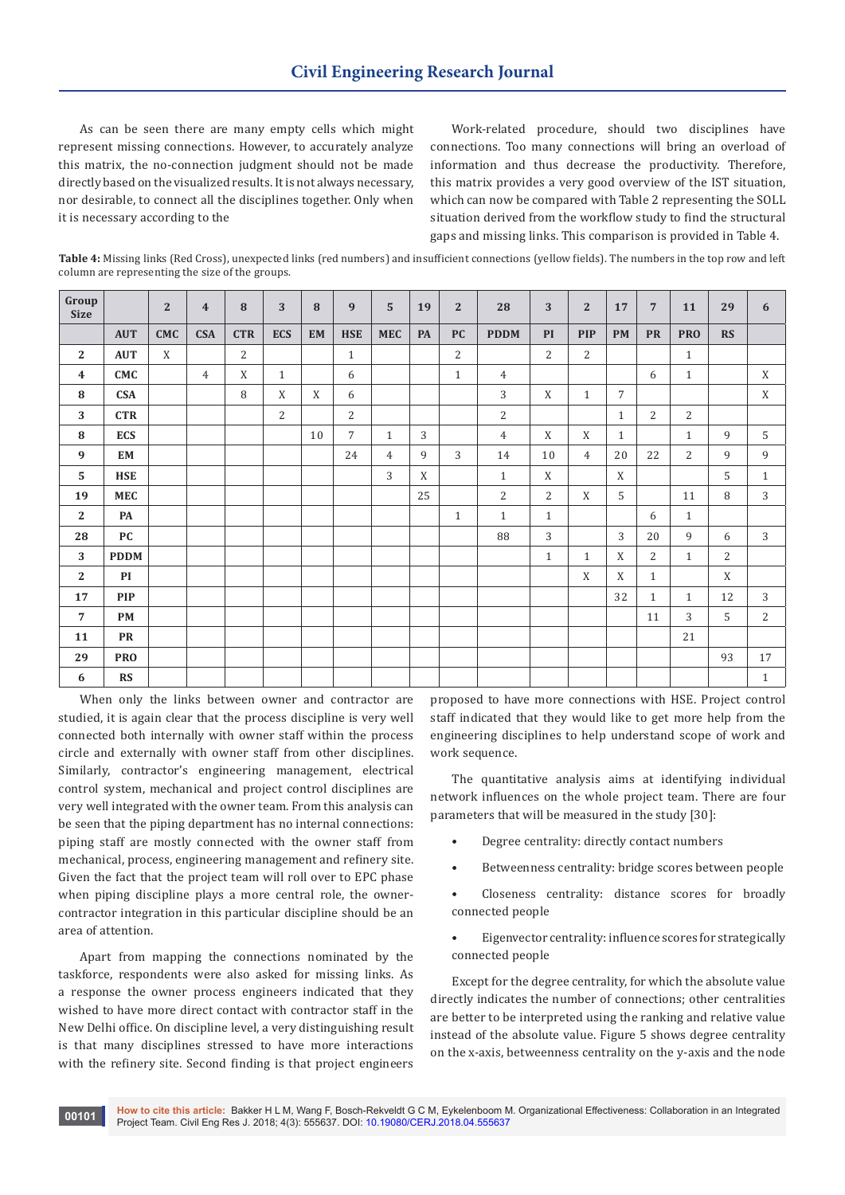As can be seen there are many empty cells which might represent missing connections. However, to accurately analyze this matrix, the no-connection judgment should not be made directly based on the visualized results. It is not always necessary, nor desirable, to connect all the disciplines together. Only when it is necessary according to the Work-related procedure, should two disciplines have connections. Too many connections will bring an overload of information and thus decrease the productivity. Therefore, this matrix provides a very good overview of the IST situation, which can now be compared with Table 2 representing the SOLL situation derived from the workflow study to find the structural gaps and missing links. This comparison is provided in Table 4.

**Table 4:** Missing links (Red Cross), unexpected links (red numbers) and insufficient connections (yellow fields). The numbers in the top row and left column are representing the size of the groups.

| Group Size | | 2 | 4 | 8 | 3 | 8 | 9 | 5 | 19 | 2 | 28 | 3 | 2 | 17 | 7 | 11 | 29 | 6 |
|---|---|---|---|---|---|---|---|---|---|---|---|---|---|---|---|---|---|---|
| | **AUT** | **CMC** | **CSA** | **CTR** | **ECS** | **EM** | **HSE** | **MEC** | **PA** | **PC** | **PDDM** | **PI** | **PIP** | **PM** | **PR** | **PRO** | **RS** | |
| **2** | **AUT** | X | | 2 | | | 1 | | | 2 | | 2 | 2 | | | 1 | | |
| **4** | **CMC** | | 4 | X | 1 | | 6 | | | 1 | 4 | | | | 6 | 1 | | X |
| **8** | **CSA** | | | 8 | X | X | 6 | | | | 3 | X | 1 | 7 | | | | X |
| **3** | **CTR** | | | | 2 | | 2 | | | | 2 | | | 1 | 2 | 2 | | |
| **8** | **ECS** | | | | | 10 | 7 | 1 | 3 | | 4 | X | X | 1 | | 1 | 9 | 5 |
| **9** | **EM** | | | | | | 24 | 4 | 9 | 3 | 14 | 10 | 4 | 20 | 22 | 2 | 9 | 9 |
| **5** | **HSE** | | | | | | | 3 | X | | 1 | X | | X | | | 5 | 1 |
| **19** | **MEC** | | | | | | | | 25 | | 2 | 2 | X | 5 | | 11 | 8 | 3 |
| **2** | **PA** | | | | | | | | | 1 | 1 | 1 | | | 6 | 1 | | |
| **28** | **PC** | | | | | | | | | | 88 | 3 | | 3 | 20 | 9 | 6 | 3 |
| **3** | **PDDM** | | | | | | | | | | | 1 | 1 | X | 2 | 1 | 2 | |
| **2** | **PI** | | | | | | | | | | | | X | X | 1 | | X | |
| **17** | **PIP** | | | | | | | | | | | | | 32 | 1 | 1 | 12 | 3 |
| **7** | **PM** | | | | | | | | | | | | | | 11 | 3 | 5 | 2 |
| **11** | **PR** | | | | | | | | | | | | | | | 21 | | |
| **29** | **PRO** | | | | | | | | | | | | | | | | 93 | 17 |
| **6** | **RS** | | | | | | | | | | | | | | | | | 1 |

When only the links between owner and contractor are studied, it is again clear that the process discipline is very well connected both internally with owner staff within the process circle and externally with owner staff from other disciplines. Similarly, contractor's engineering management, electrical control system, mechanical and project control disciplines are very well integrated with the owner team. From this analysis can be seen that the piping department has no internal connections: piping staff are mostly connected with the owner staff from mechanical, process, engineering management and refinery site. Given the fact that the project team will roll over to EPC phase when piping discipline plays a more central role, the owner-contractor integration in this particular discipline should be an area of attention.

Apart from mapping the connections nominated by the taskforce, respondents were also asked for missing links. As a response the owner process engineers indicated that they wished to have more direct contact with contractor staff in the New Delhi office. On discipline level, a very distinguishing result is that many disciplines stressed to have more interactions with the refinery site. Second finding is that project engineers proposed to have more connections with HSE. Project control staff indicated that they would like to get more help from the engineering disciplines to help understand scope of work and work sequence.

The quantitative analysis aims at identifying individual network influences on the whole project team. There are four parameters that will be measured in the study [30]:

- Degree centrality: directly contact numbers
- Betweenness centrality: bridge scores between people
- Closeness centrality: distance scores for broadly connected people
- Eigenvector centrality: influence scores for strategically connected people

Except for the degree centrality, for which the absolute value directly indicates the number of connections; other centralities are better to be interpreted using the ranking and relative value instead of the absolute value. Figure 5 shows degree centrality on the x-axis, betweenness centrality on the y-axis and the node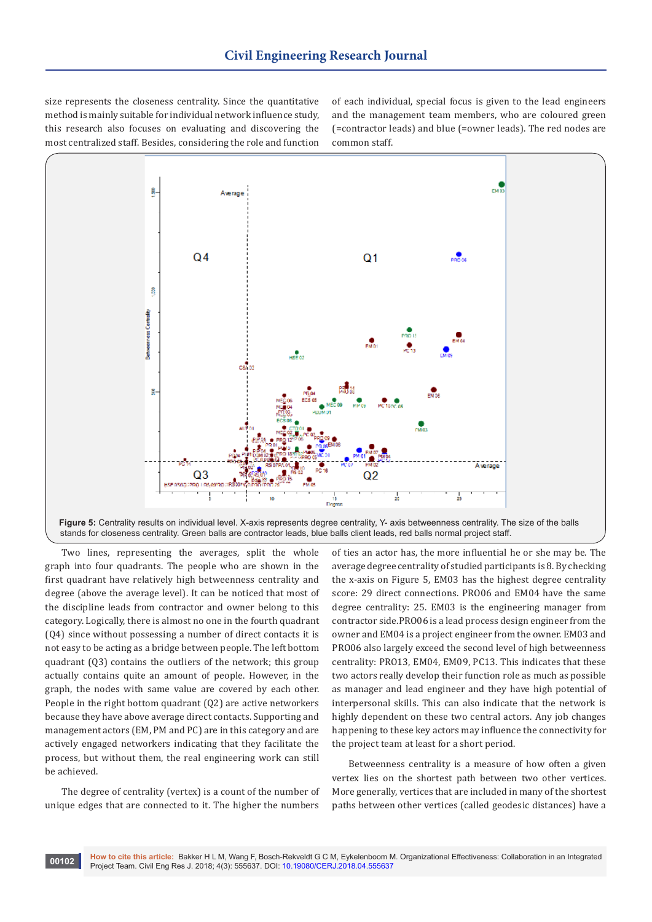size represents the closeness centrality. Since the quantitative method is mainly suitable for individual network influence study, this research also focuses on evaluating and discovering the most centralized staff. Besides, considering the role and function of each individual, special focus is given to the lead engineers and the management team members, who are coloured green (=contractor leads) and blue (=owner leads). The red nodes are common staff.

**Figure 5:** Centrality results on individual level. X-axis represents degree centrality, Y- axis betweenness centrality. The size of the balls stands for closeness centrality. Green balls are contractor leads, blue balls client leads, red balls normal project staff.

Two lines, representing the averages, split the whole graph into four quadrants. The people who are shown in the first quadrant have relatively high betweenness centrality and degree (above the average level). It can be noticed that most of the discipline leads from contractor and owner belong to this category. Logically, there is almost no one in the fourth quadrant (Q4) since without possessing a number of direct contacts it is not easy to be acting as a bridge between people. The left bottom quadrant (Q3) contains the outliers of the network; this group actually contains quite an amount of people. However, in the graph, the nodes with same value are covered by each other. People in the right bottom quadrant (Q2) are active networkers because they have above average direct contacts. Supporting and management actors (EM, PM and PC) are in this category and are actively engaged networkers indicating that they facilitate the process, but without them, the real engineering work can still be achieved.

The degree of centrality (vertex) is a count of the number of unique edges that are connected to it. The higher the numbers of ties an actor has, the more influential he or she may be. The average degree centrality of studied participants is 8. By checking the x-axis on Figure 5, EM03 has the highest degree centrality score: 29 direct connections. PRO06 and EM04 have the same degree centrality: 25. EM03 is the engineering manager from contractor side.PRO06 is a lead process design engineer from the owner and EM04 is a project engineer from the owner. EM03 and PRO06 also largely exceed the second level of high betweenness centrality: PRO13, EM04, EM09, PC13. This indicates that these two actors really develop their function role as much as possible as manager and lead engineer and they have high potential of interpersonal skills. This can also indicate that the network is highly dependent on these two central actors. Any job changes happening to these key actors may influence the connectivity for the project team at least for a short period.

Betweenness centrality is a measure of how often a given vertex lies on the shortest path between two other vertices. More generally, vertices that are included in many of the shortest paths between other vertices (called geodesic distances) have a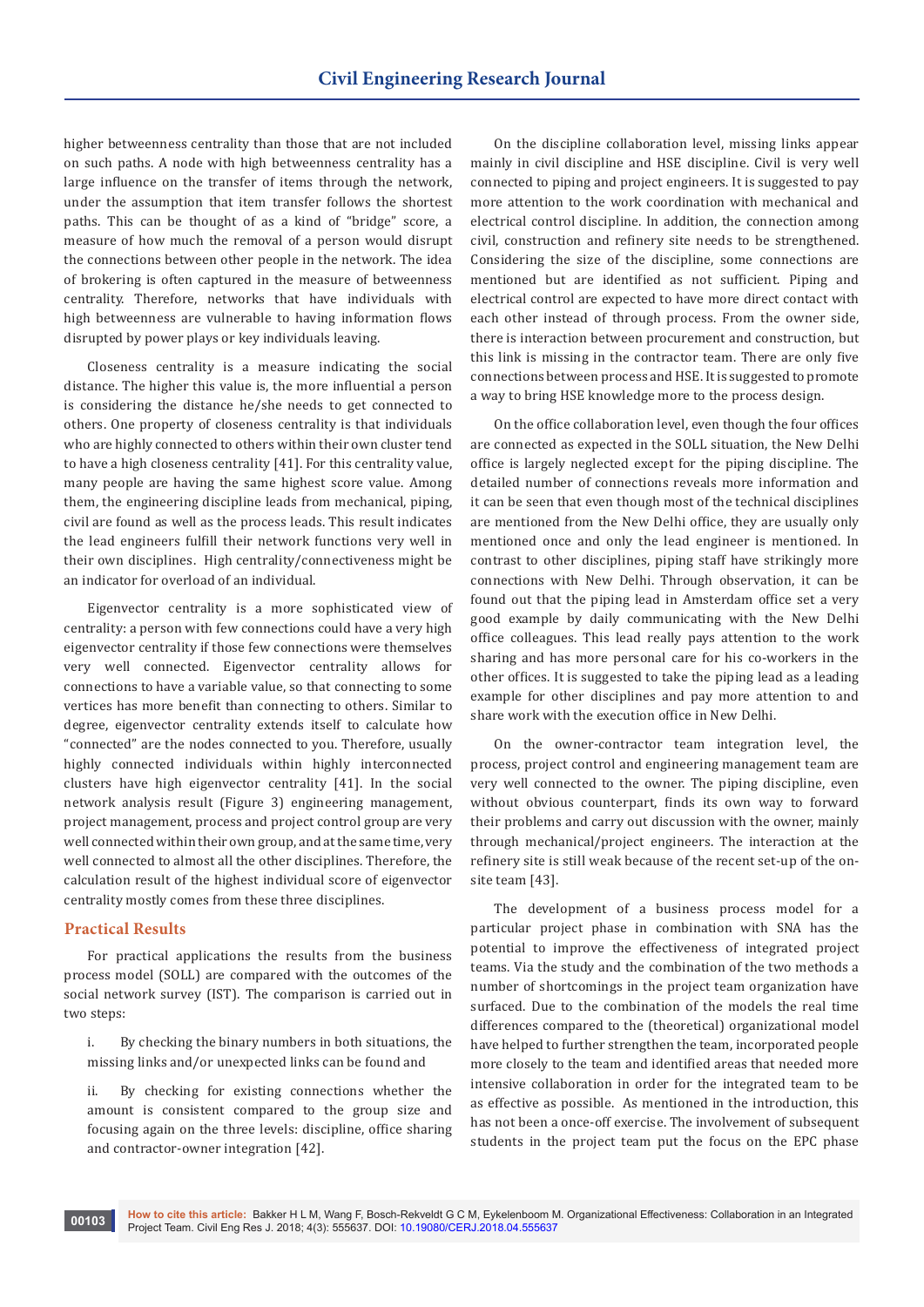higher betweenness centrality than those that are not included on such paths. A node with high betweenness centrality has a large influence on the transfer of items through the network, under the assumption that item transfer follows the shortest paths. This can be thought of as a kind of "bridge" score, a measure of how much the removal of a person would disrupt the connections between other people in the network. The idea of brokering is often captured in the measure of betweenness centrality. Therefore, networks that have individuals with high betweenness are vulnerable to having information flows disrupted by power plays or key individuals leaving.

Closeness centrality is a measure indicating the social distance. The higher this value is, the more influential a person is considering the distance he/she needs to get connected to others. One property of closeness centrality is that individuals who are highly connected to others within their own cluster tend to have a high closeness centrality [41]. For this centrality value, many people are having the same highest score value. Among them, the engineering discipline leads from mechanical, piping, civil are found as well as the process leads. This result indicates the lead engineers fulfill their network functions very well in their own disciplines. High centrality/connectiveness might be an indicator for overload of an individual.

Eigenvector centrality is a more sophisticated view of centrality: a person with few connections could have a very high eigenvector centrality if those few connections were themselves very well connected. Eigenvector centrality allows for connections to have a variable value, so that connecting to some vertices has more benefit than connecting to others. Similar to degree, eigenvector centrality extends itself to calculate how "connected" are the nodes connected to you. Therefore, usually highly connected individuals within highly interconnected clusters have high eigenvector centrality [41]. In the social network analysis result (Figure 3) engineering management, project management, process and project control group are very well connected within their own group, and at the same time, very well connected to almost all the other disciplines. Therefore, the calculation result of the highest individual score of eigenvector centrality mostly comes from these three disciplines.

## Practical Results

For practical applications the results from the business process model (SOLL) are compared with the outcomes of the social network survey (IST). The comparison is carried out in two steps:

i. By checking the binary numbers in both situations, the missing links and/or unexpected links can be found and

ii. By checking for existing connections whether the amount is consistent compared to the group size and focusing again on the three levels: discipline, office sharing and contractor-owner integration [42].

On the discipline collaboration level, missing links appear mainly in civil discipline and HSE discipline. Civil is very well connected to piping and project engineers. It is suggested to pay more attention to the work coordination with mechanical and electrical control discipline. In addition, the connection among civil, construction and refinery site needs to be strengthened. Considering the size of the discipline, some connections are mentioned but are identified as not sufficient. Piping and electrical control are expected to have more direct contact with each other instead of through process. From the owner side, there is interaction between procurement and construction, but this link is missing in the contractor team. There are only five connections between process and HSE. It is suggested to promote a way to bring HSE knowledge more to the process design.

On the office collaboration level, even though the four offices are connected as expected in the SOLL situation, the New Delhi office is largely neglected except for the piping discipline. The detailed number of connections reveals more information and it can be seen that even though most of the technical disciplines are mentioned from the New Delhi office, they are usually only mentioned once and only the lead engineer is mentioned. In contrast to other disciplines, piping staff have strikingly more connections with New Delhi. Through observation, it can be found out that the piping lead in Amsterdam office set a very good example by daily communicating with the New Delhi office colleagues. This lead really pays attention to the work sharing and has more personal care for his co-workers in the other offices. It is suggested to take the piping lead as a leading example for other disciplines and pay more attention to and share work with the execution office in New Delhi.

On the owner-contractor team integration level, the process, project control and engineering management team are very well connected to the owner. The piping discipline, even without obvious counterpart, finds its own way to forward their problems and carry out discussion with the owner, mainly through mechanical/project engineers. The interaction at the refinery site is still weak because of the recent set-up of the on-site team [43].

The development of a business process model for a particular project phase in combination with SNA has the potential to improve the effectiveness of integrated project teams. Via the study and the combination of the two methods a number of shortcomings in the project team organization have surfaced. Due to the combination of the models the real time differences compared to the (theoretical) organizational model have helped to further strengthen the team, incorporated people more closely to the team and identified areas that needed more intensive collaboration in order for the integrated team to be as effective as possible. As mentioned in the introduction, this has not been a once-off exercise. The involvement of subsequent students in the project team put the focus on the EPC phase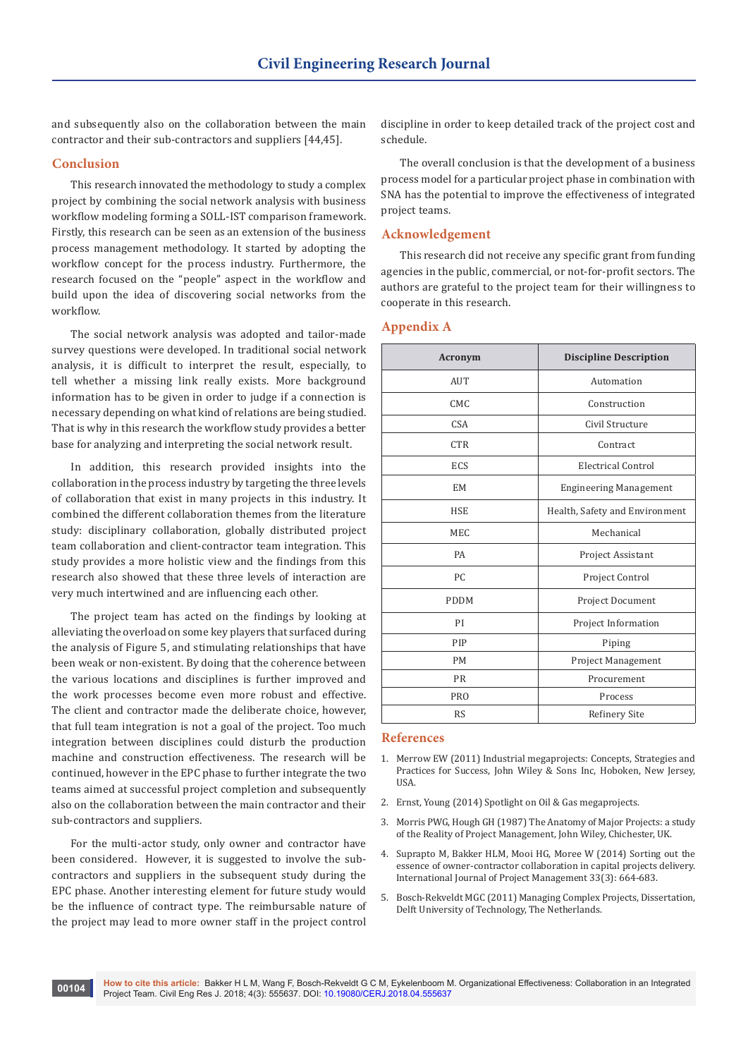and subsequently also on the collaboration between the main contractor and their sub-contractors and suppliers [44,45].

## Conclusion

This research innovated the methodology to study a complex project by combining the social network analysis with business workflow modeling forming a SOLL-IST comparison framework. Firstly, this research can be seen as an extension of the business process management methodology. It started by adopting the workflow concept for the process industry. Furthermore, the research focused on the "people" aspect in the workflow and build upon the idea of discovering social networks from the workflow.

The social network analysis was adopted and tailor-made survey questions were developed. In traditional social network analysis, it is difficult to interpret the result, especially, to tell whether a missing link really exists. More background information has to be given in order to judge if a connection is necessary depending on what kind of relations are being studied. That is why in this research the workflow study provides a better base for analyzing and interpreting the social network result.

In addition, this research provided insights into the collaboration in the process industry by targeting the three levels of collaboration that exist in many projects in this industry. It combined the different collaboration themes from the literature study: disciplinary collaboration, globally distributed project team collaboration and client-contractor team integration. This study provides a more holistic view and the findings from this research also showed that these three levels of interaction are very much intertwined and are influencing each other.

The project team has acted on the findings by looking at alleviating the overload on some key players that surfaced during the analysis of Figure 5, and stimulating relationships that have been weak or non-existent. By doing that the coherence between the various locations and disciplines is further improved and the work processes become even more robust and effective. The client and contractor made the deliberate choice, however, that full team integration is not a goal of the project. Too much integration between disciplines could disturb the production machine and construction effectiveness. The research will be continued, however in the EPC phase to further integrate the two teams aimed at successful project completion and subsequently also on the collaboration between the main contractor and their sub-contractors and suppliers.

For the multi-actor study, only owner and contractor have been considered. However, it is suggested to involve the sub-contractors and suppliers in the subsequent study during the EPC phase. Another interesting element for future study would be the influence of contract type. The reimbursable nature of the project may lead to more owner staff in the project control discipline in order to keep detailed track of the project cost and schedule.

The overall conclusion is that the development of a business process model for a particular project phase in combination with SNA has the potential to improve the effectiveness of integrated project teams.

## Acknowledgement

This research did not receive any specific grant from funding agencies in the public, commercial, or not-for-profit sectors. The authors are grateful to the project team for their willingness to cooperate in this research.

## Appendix A

| Acronym | Discipline Description |
|---|---|
| AUT | Automation |
| CMC | Construction |
| CSA | Civil Structure |
| CTR | Contract |
| ECS | Electrical Control |
| EM | Engineering Management |
| HSE | Health, Safety and Environment |
| MEC | Mechanical |
| PA | Project Assistant |
| PC | Project Control |
| PDDM | Project Document |
| PI | Project Information |
| PIP | Piping |
| PM | Project Management |
| PR | Procurement |
| PRO | Process |
| RS | Refinery Site |

## References

1. Merrow EW (2011) Industrial megaprojects: Concepts, Strategies and Practices for Success, John Wiley & Sons Inc, Hoboken, New Jersey, USA.
2. Ernst, Young (2014) Spotlight on Oil & Gas megaprojects.
3. Morris PWG, Hough GH (1987) The Anatomy of Major Projects: a study of the Reality of Project Management, John Wiley, Chichester, UK.
4. Suprapto M, Bakker HLM, Mooi HG, Moree W (2014) Sorting out the essence of owner-contractor collaboration in capital projects delivery. International Journal of Project Management 33(3): 664-683.
5. Bosch-Rekveldt MGC (2011) Managing Complex Projects, Dissertation, Delft University of Technology, The Netherlands.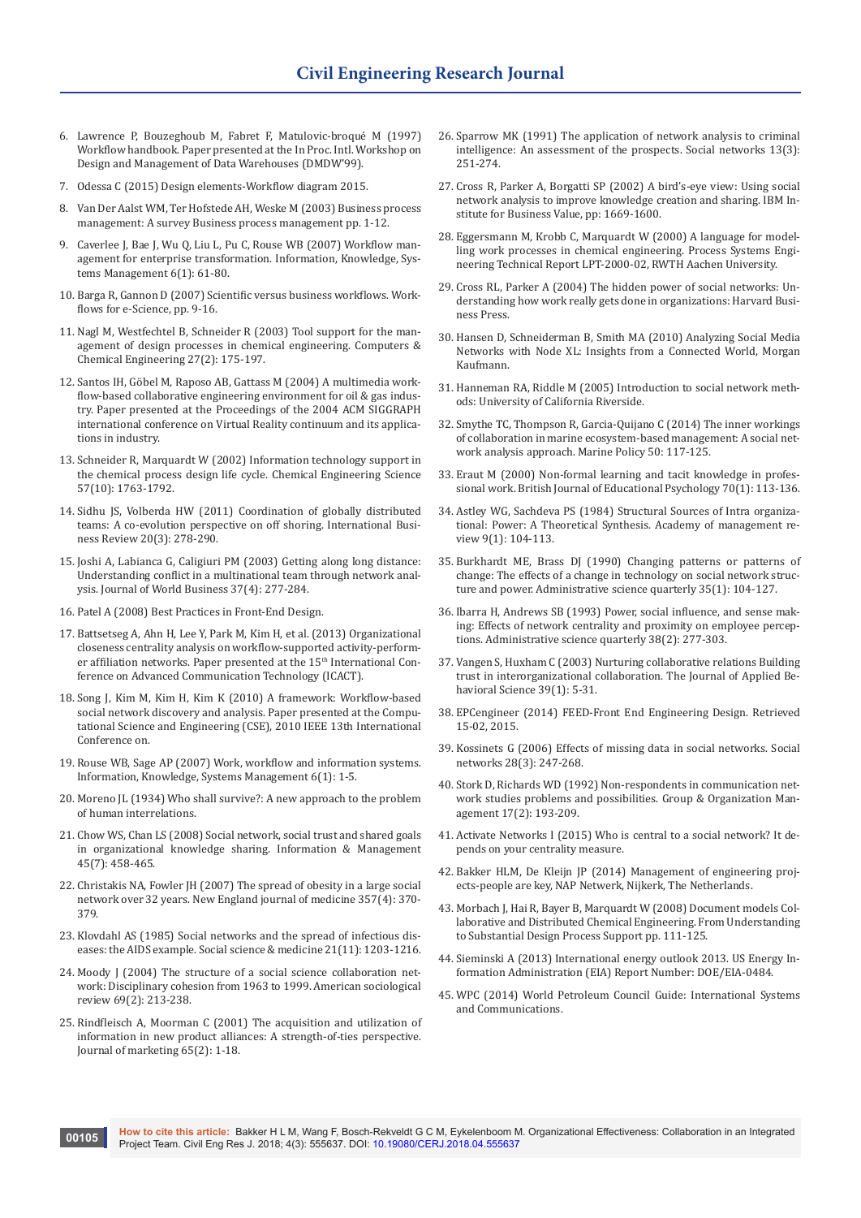6. Lawrence P, Bouzeghoub M, Fabret F, Matulovic-broqué M (1997) Workflow handbook. Paper presented at the In Proc. Intl. Workshop on Design and Management of Data Warehouses (DMDW'99).

7. Odessa C (2015) Design elements-Workflow diagram 2015.

8. Van Der Aalst WM, Ter Hofstede AH, Weske M (2003) Business process management: A survey Business process management pp. 1-12.

9. Caverlee J, Bae J, Wu Q, Liu L, Pu C, Rouse WB (2007) Workflow management for enterprise transformation. Information, Knowledge, Systems Management 6(1): 61-80.

10. Barga R, Gannon D (2007) Scientific versus business workflows. Workflows for e-Science, pp. 9-16.

11. Nagl M, Westfechtel B, Schneider R (2003) Tool support for the management of design processes in chemical engineering. Computers & Chemical Engineering 27(2): 175-197.

12. Santos IH, Göbel M, Raposo AB, Gattass M (2004) A multimedia workflow-based collaborative engineering environment for oil & gas industry. Paper presented at the Proceedings of the 2004 ACM SIGGRAPH international conference on Virtual Reality continuum and its applications in industry.

13. Schneider R, Marquardt W (2002) Information technology support in the chemical process design life cycle. Chemical Engineering Science 57(10): 1763-1792.

14. Sidhu JS, Volberda HW (2011) Coordination of globally distributed teams: A co-evolution perspective on off shoring. International Business Review 20(3): 278-290.

15. Joshi A, Labianca G, Caligiuri PM (2003) Getting along long distance: Understanding conflict in a multinational team through network analysis. Journal of World Business 37(4): 277-284.

16. Patel A (2008) Best Practices in Front-End Design.

17. Battsetseg A, Ahn H, Lee Y, Park M, Kim H, et al. (2013) Organizational closeness centrality analysis on workflow-supported activity-performer affiliation networks. Paper presented at the 15th International Conference on Advanced Communication Technology (ICACT).

18. Song J, Kim M, Kim H, Kim K (2010) A framework: Workflow-based social network discovery and analysis. Paper presented at the Computational Science and Engineering (CSE), 2010 IEEE 13th International Conference on.

19. Rouse WB, Sage AP (2007) Work, workflow and information systems. Information, Knowledge, Systems Management 6(1): 1-5.

20. Moreno JL (1934) Who shall survive?: A new approach to the problem of human interrelations.

21. Chow WS, Chan LS (2008) Social network, social trust and shared goals in organizational knowledge sharing. Information & Management 45(7): 458-465.

22. Christakis NA, Fowler JH (2007) The spread of obesity in a large social network over 32 years. New England journal of medicine 357(4): 370-379.

23. Klovdahl AS (1985) Social networks and the spread of infectious diseases: the AIDS example. Social science & medicine 21(11): 1203-1216.

24. Moody J (2004) The structure of a social science collaboration network: Disciplinary cohesion from 1963 to 1999. American sociological review 69(2): 213-238.

25. Rindfleisch A, Moorman C (2001) The acquisition and utilization of information in new product alliances: A strength-of-ties perspective. Journal of marketing 65(2): 1-18.

26. Sparrow MK (1991) The application of network analysis to criminal intelligence: An assessment of the prospects. Social networks 13(3): 251-274.

27. Cross R, Parker A, Borgatti SP (2002) A bird's-eye view: Using social network analysis to improve knowledge creation and sharing. IBM Institute for Business Value, pp: 1669-1600.

28. Eggersmann M, Krobb C, Marquardt W (2000) A language for modelling work processes in chemical engineering. Process Systems Engineering Technical Report LPT-2000-02, RWTH Aachen University.

29. Cross RL, Parker A (2004) The hidden power of social networks: Understanding how work really gets done in organizations: Harvard Business Press.

30. Hansen D, Schneiderman B, Smith MA (2010) Analyzing Social Media Networks with Node XL: Insights from a Connected World, Morgan Kaufmann.

31. Hanneman RA, Riddle M (2005) Introduction to social network methods: University of California Riverside.

32. Smythe TC, Thompson R, Garcia-Quijano C (2014) The inner workings of collaboration in marine ecosystem-based management: A social network analysis approach. Marine Policy 50: 117-125.

33. Eraut M (2000) Non-formal learning and tacit knowledge in professional work. British Journal of Educational Psychology 70(1): 113-136.

34. Astley WG, Sachdeva PS (1984) Structural Sources of Intra organizational: Power: A Theoretical Synthesis. Academy of management review 9(1): 104-113.

35. Burkhardt ME, Brass DJ (1990) Changing patterns or patterns of change: The effects of a change in technology on social network structure and power. Administrative science quarterly 35(1): 104-127.

36. Ibarra H, Andrews SB (1993) Power, social influence, and sense making: Effects of network centrality and proximity on employee perceptions. Administrative science quarterly 38(2): 277-303.

37. Vangen S, Huxham C (2003) Nurturing collaborative relations Building trust in interorganizational collaboration. The Journal of Applied Behavioral Science 39(1): 5-31.

38. EPCengineer (2014) FEED-Front End Engineering Design. Retrieved 15-02, 2015.

39. Kossinets G (2006) Effects of missing data in social networks. Social networks 28(3): 247-268.

40. Stork D, Richards WD (1992) Non-respondents in communication network studies problems and possibilities. Group & Organization Management 17(2): 193-209.

41. Activate Networks I (2015) Who is central to a social network? It depends on your centrality measure.

42. Bakker HLM, De Kleijn JP (2014) Management of engineering projects-people are key, NAP Netwerk, Nijkerk, The Netherlands.

43. Morbach J, Hai R, Bayer B, Marquardt W (2008) Document models Collaborative and Distributed Chemical Engineering. From Understanding to Substantial Design Process Support pp. 111-125.

44. Sieminski A (2013) International energy outlook 2013. US Energy Information Administration (EIA) Report Number: DOE/EIA-0484.

45. WPC (2014) World Petroleum Council Guide: International Systems and Communications.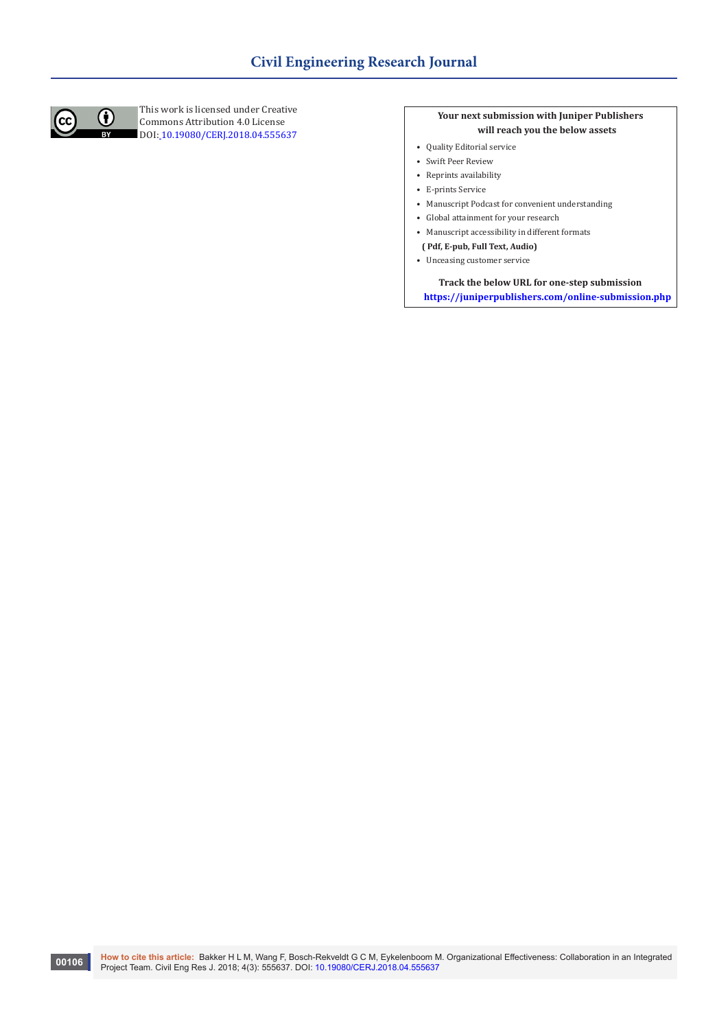This work is licensed under Creative Commons Attribution 4.0 License
DOI: 10.19080/CERJ.2018.04.555637

**Your next submission with Juniper Publishers will reach you the below assets**

- Quality Editorial service
- Swift Peer Review
- Reprints availability
- E-prints Service
- Manuscript Podcast for convenient understanding
- Global attainment for your research
- Manuscript accessibility in different formats

**( Pdf, E-pub, Full Text, Audio)**

- Unceasing customer service

**Track the below URL for one-step submission**
**https://juniperpublishers.com/online-submission.php**